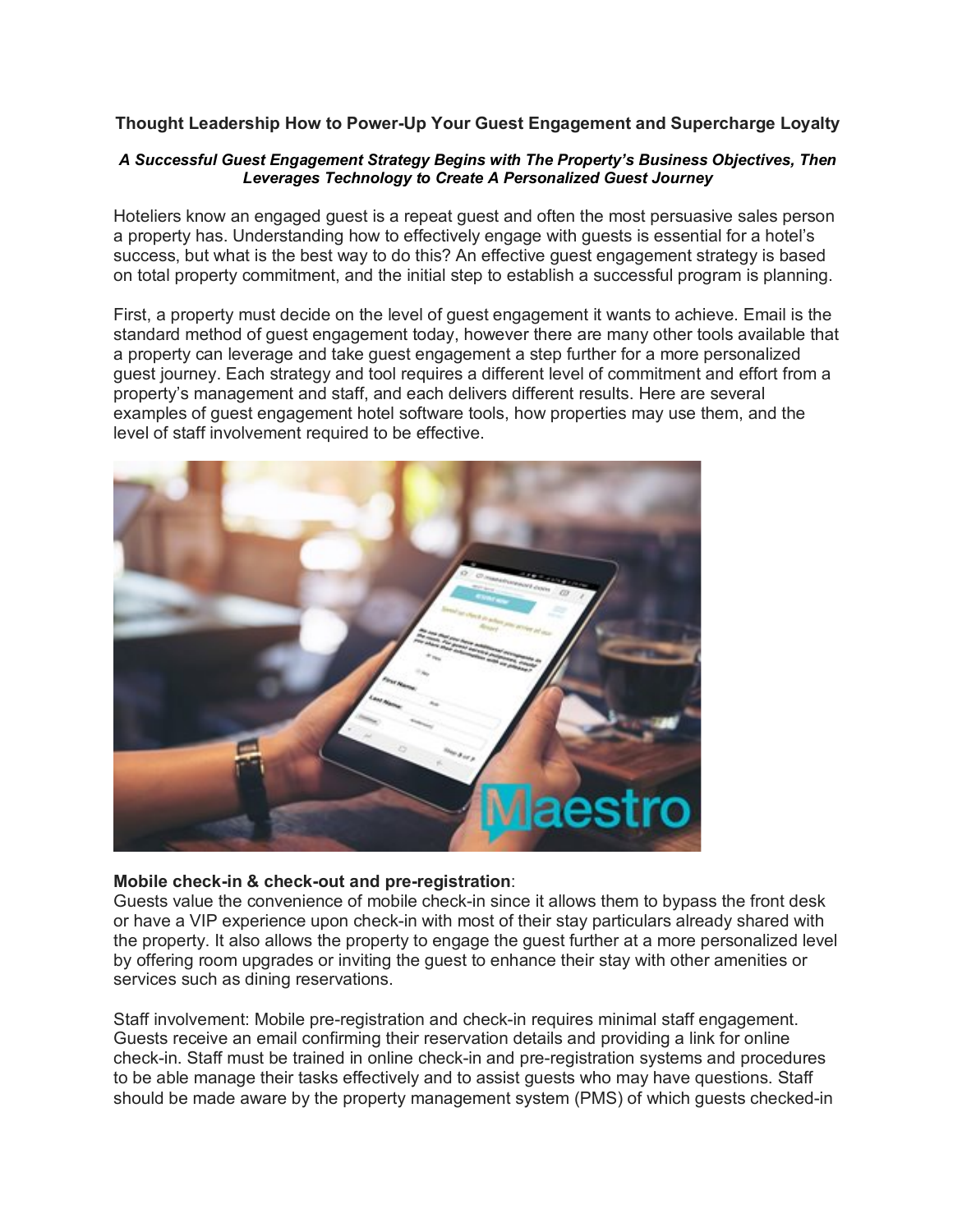# Thought Leadership How to Power-Up Your Guest Engagement and Supercharge Loyalty

***A Successful Guest Engagement Strategy Begins with The Property's Business Objectives, Then Leverages Technology to Create A Personalized Guest Journey***

Hoteliers know an engaged guest is a repeat guest and often the most persuasive sales person a property has. Understanding how to effectively engage with guests is essential for a hotel's success, but what is the best way to do this? An effective guest engagement strategy is based on total property commitment, and the initial step to establish a successful program is planning.

First, a property must decide on the level of guest engagement it wants to achieve. Email is the standard method of guest engagement today, however there are many other tools available that a property can leverage and take guest engagement a step further for a more personalized guest journey. Each strategy and tool requires a different level of commitment and effort from a property's management and staff, and each delivers different results. Here are several examples of guest engagement hotel software tools, how properties may use them, and the level of staff involvement required to be effective.

**Mobile check-in & check-out and pre-registration**:
Guests value the convenience of mobile check-in since it allows them to bypass the front desk or have a VIP experience upon check-in with most of their stay particulars already shared with the property. It also allows the property to engage the guest further at a more personalized level by offering room upgrades or inviting the guest to enhance their stay with other amenities or services such as dining reservations.

Staff involvement: Mobile pre-registration and check-in requires minimal staff engagement. Guests receive an email confirming their reservation details and providing a link for online check-in. Staff must be trained in online check-in and pre-registration systems and procedures to be able manage their tasks effectively and to assist guests who may have questions. Staff should be made aware by the property management system (PMS) of which guests checked-in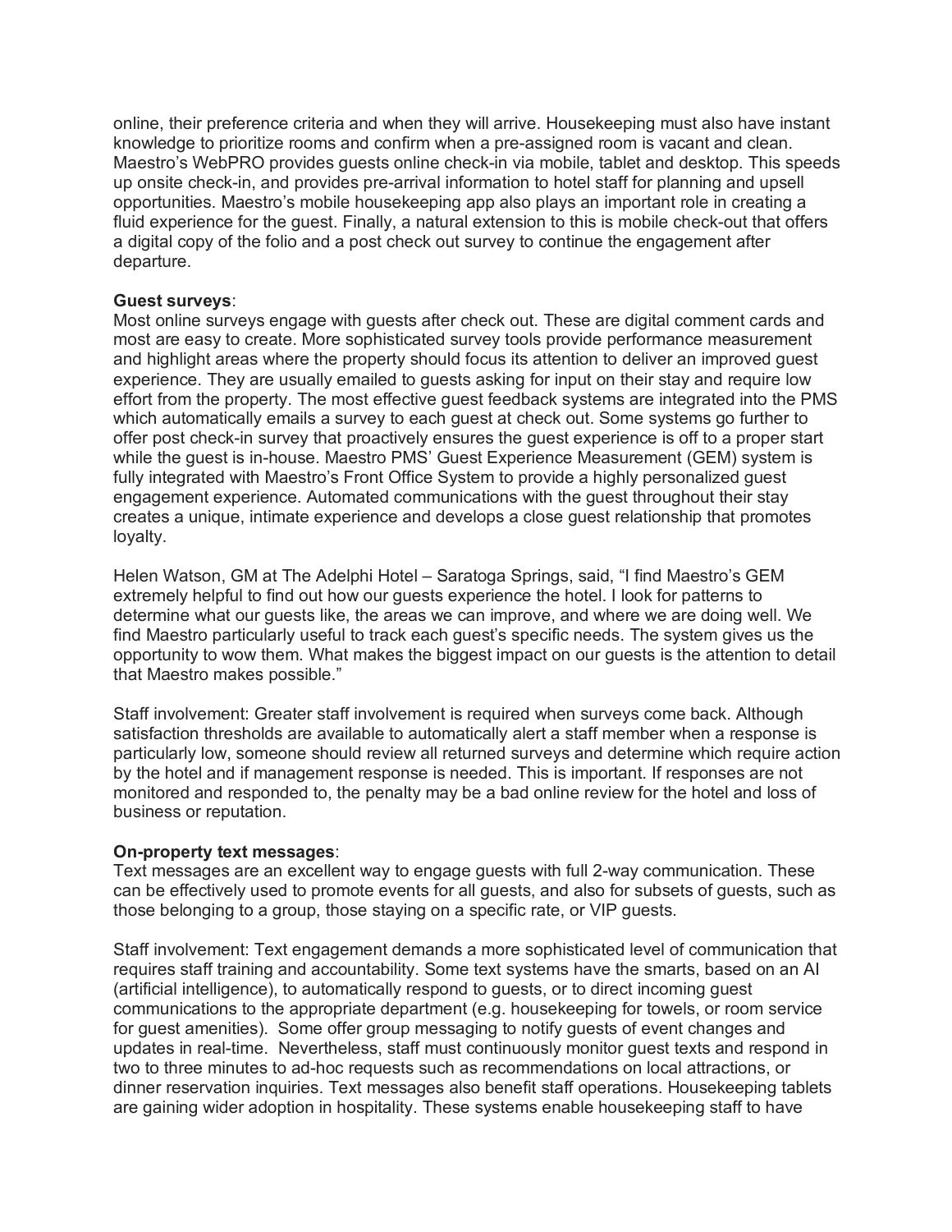online, their preference criteria and when they will arrive. Housekeeping must also have instant knowledge to prioritize rooms and confirm when a pre-assigned room is vacant and clean. Maestro's WebPRO provides guests online check-in via mobile, tablet and desktop. This speeds up onsite check-in, and provides pre-arrival information to hotel staff for planning and upsell opportunities. Maestro's mobile housekeeping app also plays an important role in creating a fluid experience for the guest. Finally, a natural extension to this is mobile check-out that offers a digital copy of the folio and a post check out survey to continue the engagement after departure.

**Guest surveys**:
Most online surveys engage with guests after check out. These are digital comment cards and most are easy to create. More sophisticated survey tools provide performance measurement and highlight areas where the property should focus its attention to deliver an improved guest experience. They are usually emailed to guests asking for input on their stay and require low effort from the property. The most effective guest feedback systems are integrated into the PMS which automatically emails a survey to each guest at check out. Some systems go further to offer post check-in survey that proactively ensures the guest experience is off to a proper start while the guest is in-house. Maestro PMS' Guest Experience Measurement (GEM) system is fully integrated with Maestro's Front Office System to provide a highly personalized guest engagement experience. Automated communications with the guest throughout their stay creates a unique, intimate experience and develops a close guest relationship that promotes loyalty.

Helen Watson, GM at The Adelphi Hotel – Saratoga Springs, said, "I find Maestro's GEM extremely helpful to find out how our guests experience the hotel. I look for patterns to determine what our guests like, the areas we can improve, and where we are doing well. We find Maestro particularly useful to track each guest's specific needs. The system gives us the opportunity to wow them. What makes the biggest impact on our guests is the attention to detail that Maestro makes possible."

Staff involvement: Greater staff involvement is required when surveys come back. Although satisfaction thresholds are available to automatically alert a staff member when a response is particularly low, someone should review all returned surveys and determine which require action by the hotel and if management response is needed. This is important. If responses are not monitored and responded to, the penalty may be a bad online review for the hotel and loss of business or reputation.

**On-property text messages**:
Text messages are an excellent way to engage guests with full 2-way communication. These can be effectively used to promote events for all guests, and also for subsets of guests, such as those belonging to a group, those staying on a specific rate, or VIP guests.

Staff involvement: Text engagement demands a more sophisticated level of communication that requires staff training and accountability. Some text systems have the smarts, based on an AI (artificial intelligence), to automatically respond to guests, or to direct incoming guest communications to the appropriate department (e.g. housekeeping for towels, or room service for guest amenities). Some offer group messaging to notify guests of event changes and updates in real-time. Nevertheless, staff must continuously monitor guest texts and respond in two to three minutes to ad-hoc requests such as recommendations on local attractions, or dinner reservation inquiries. Text messages also benefit staff operations. Housekeeping tablets are gaining wider adoption in hospitality. These systems enable housekeeping staff to have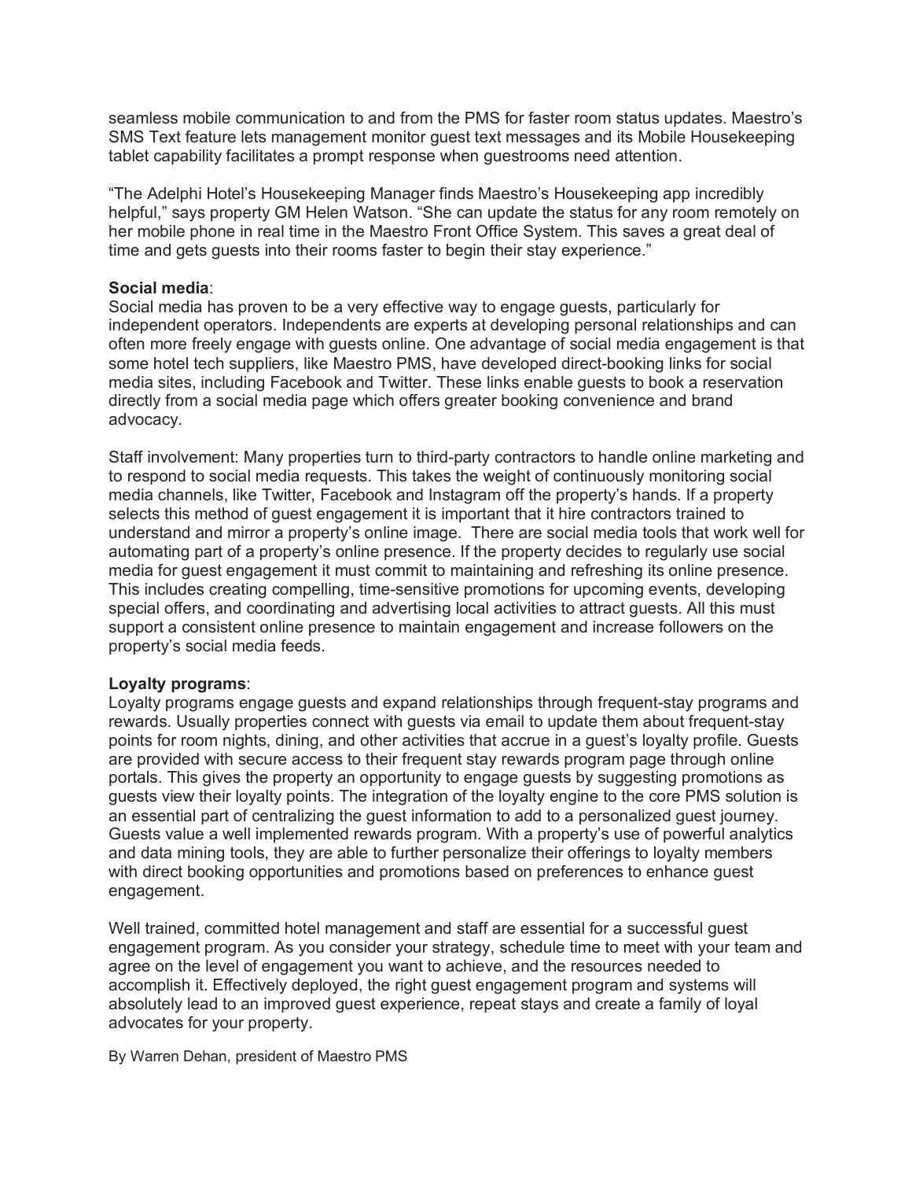seamless mobile communication to and from the PMS for faster room status updates. Maestro's SMS Text feature lets management monitor guest text messages and its Mobile Housekeeping tablet capability facilitates a prompt response when guestrooms need attention.

"The Adelphi Hotel's Housekeeping Manager finds Maestro's Housekeeping app incredibly helpful," says property GM Helen Watson. "She can update the status for any room remotely on her mobile phone in real time in the Maestro Front Office System. This saves a great deal of time and gets guests into their rooms faster to begin their stay experience."

**Social media**:
Social media has proven to be a very effective way to engage guests, particularly for independent operators. Independents are experts at developing personal relationships and can often more freely engage with guests online. One advantage of social media engagement is that some hotel tech suppliers, like Maestro PMS, have developed direct-booking links for social media sites, including Facebook and Twitter. These links enable guests to book a reservation directly from a social media page which offers greater booking convenience and brand advocacy.

Staff involvement: Many properties turn to third-party contractors to handle online marketing and to respond to social media requests. This takes the weight of continuously monitoring social media channels, like Twitter, Facebook and Instagram off the property's hands. If a property selects this method of guest engagement it is important that it hire contractors trained to understand and mirror a property's online image. There are social media tools that work well for automating part of a property's online presence. If the property decides to regularly use social media for guest engagement it must commit to maintaining and refreshing its online presence. This includes creating compelling, time-sensitive promotions for upcoming events, developing special offers, and coordinating and advertising local activities to attract guests. All this must support a consistent online presence to maintain engagement and increase followers on the property's social media feeds.

**Loyalty programs**:
Loyalty programs engage guests and expand relationships through frequent-stay programs and rewards. Usually properties connect with guests via email to update them about frequent-stay points for room nights, dining, and other activities that accrue in a guest's loyalty profile. Guests are provided with secure access to their frequent stay rewards program page through online portals. This gives the property an opportunity to engage guests by suggesting promotions as guests view their loyalty points. The integration of the loyalty engine to the core PMS solution is an essential part of centralizing the guest information to add to a personalized guest journey. Guests value a well implemented rewards program. With a property's use of powerful analytics and data mining tools, they are able to further personalize their offerings to loyalty members with direct booking opportunities and promotions based on preferences to enhance guest engagement.

Well trained, committed hotel management and staff are essential for a successful guest engagement program. As you consider your strategy, schedule time to meet with your team and agree on the level of engagement you want to achieve, and the resources needed to accomplish it. Effectively deployed, the right guest engagement program and systems will absolutely lead to an improved guest experience, repeat stays and create a family of loyal advocates for your property.

By Warren Dehan, president of Maestro PMS